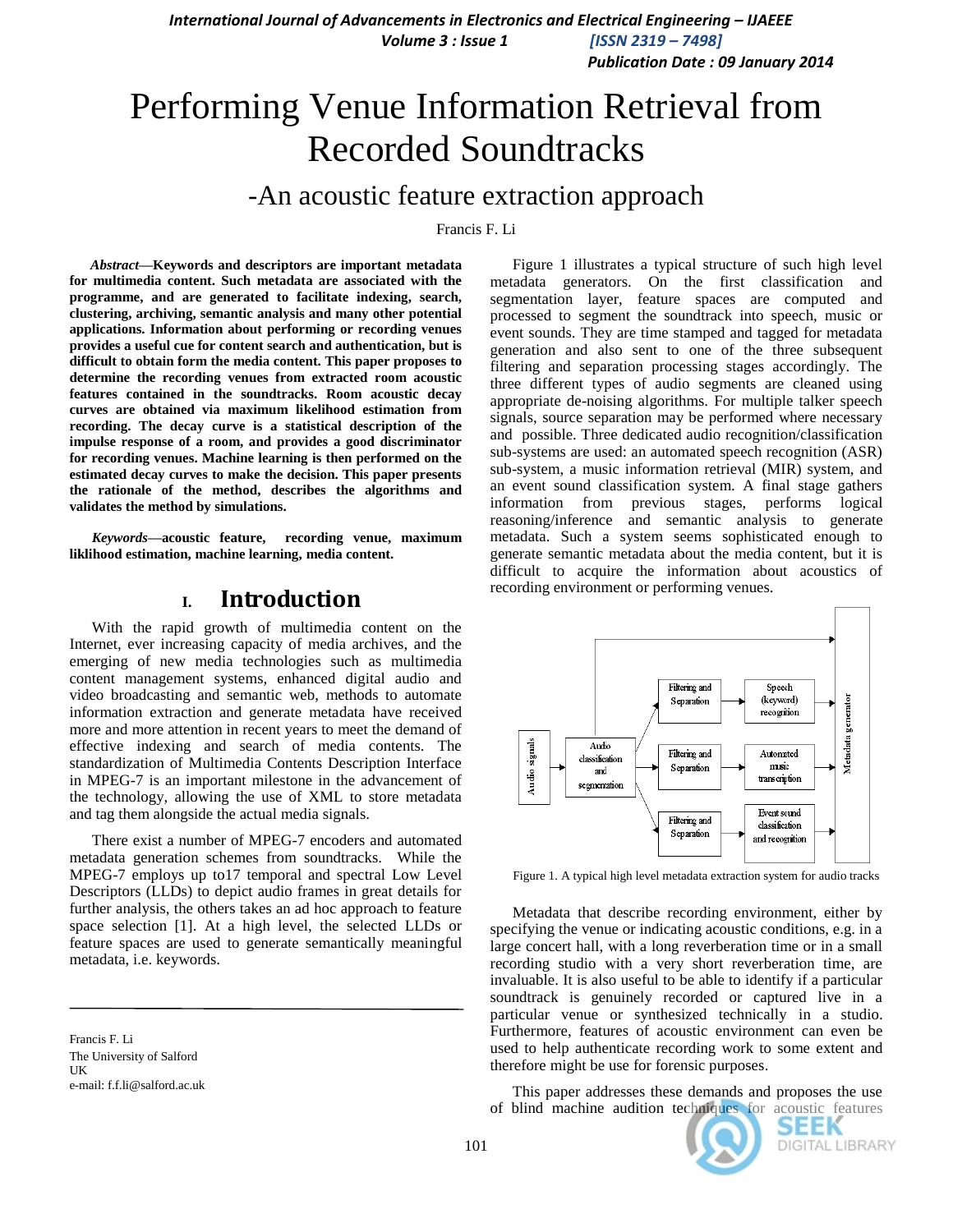# Performing Venue Information Retrieval from Recorded Soundtracks

## -An acoustic feature extraction approach

Francis F. Li

***Abstract*—Keywords and descriptors are important metadata for multimedia content. Such metadata are associated with the programme, and are generated to facilitate indexing, search, clustering, archiving, semantic analysis and many other potential applications. Information about performing or recording venues provides a useful cue for content search and authentication, but is difficult to obtain form the media content. This paper proposes to determine the recording venues from extracted room acoustic features contained in the soundtracks. Room acoustic decay curves are obtained via maximum likelihood estimation from recording. The decay curve is a statistical description of the impulse response of a room, and provides a good discriminator for recording venues. Machine learning is then performed on the estimated decay curves to make the decision. This paper presents the rationale of the method, describes the algorithms and validates the method by simulations.**

***Keywords*—acoustic feature, recording venue, maximum liklihood estimation, machine learning, media content.**

## I. Introduction

With the rapid growth of multimedia content on the Internet, ever increasing capacity of media archives, and the emerging of new media technologies such as multimedia content management systems, enhanced digital audio and video broadcasting and semantic web, methods to automate information extraction and generate metadata have received more and more attention in recent years to meet the demand of effective indexing and search of media contents. The standardization of Multimedia Contents Description Interface in MPEG-7 is an important milestone in the advancement of the technology, allowing the use of XML to store metadata and tag them alongside the actual media signals.

There exist a number of MPEG-7 encoders and automated metadata generation schemes from soundtracks. While the MPEG-7 employs up to17 temporal and spectral Low Level Descriptors (LLDs) to depict audio frames in great details for further analysis, the others takes an ad hoc approach to feature space selection [1]. At a high level, the selected LLDs or feature spaces are used to generate semantically meaningful metadata, i.e. keywords.

Francis F. Li
The University of Salford
UK
e-mail: f.f.li@salford.ac.uk

Figure 1 illustrates a typical structure of such high level metadata generators. On the first classification and segmentation layer, feature spaces are computed and processed to segment the soundtrack into speech, music or event sounds. They are time stamped and tagged for metadata generation and also sent to one of the three subsequent filtering and separation processing stages accordingly. The three different types of audio segments are cleaned using appropriate de-noising algorithms. For multiple talker speech signals, source separation may be performed where necessary and possible. Three dedicated audio recognition/classification sub-systems are used: an automated speech recognition (ASR) sub-system, a music information retrieval (MIR) system, and an event sound classification system. A final stage gathers information from previous stages, performs logical reasoning/inference and semantic analysis to generate metadata. Such a system seems sophisticated enough to generate semantic metadata about the media content, but it is difficult to acquire the information about acoustics of recording environment or performing venues.

Figure 1. A typical high level metadata extraction system for audio tracks

Metadata that describe recording environment, either by specifying the venue or indicating acoustic conditions, e.g. in a large concert hall, with a long reverberation time or in a small recording studio with a very short reverberation time, are invaluable. It is also useful to be able to identify if a particular soundtrack is genuinely recorded or captured live in a particular venue or synthesized technically in a studio. Furthermore, features of acoustic environment can even be used to help authenticate recording work to some extent and therefore might be use for forensic purposes.

This paper addresses these demands and proposes the use of blind machine audition techniques for acoustic features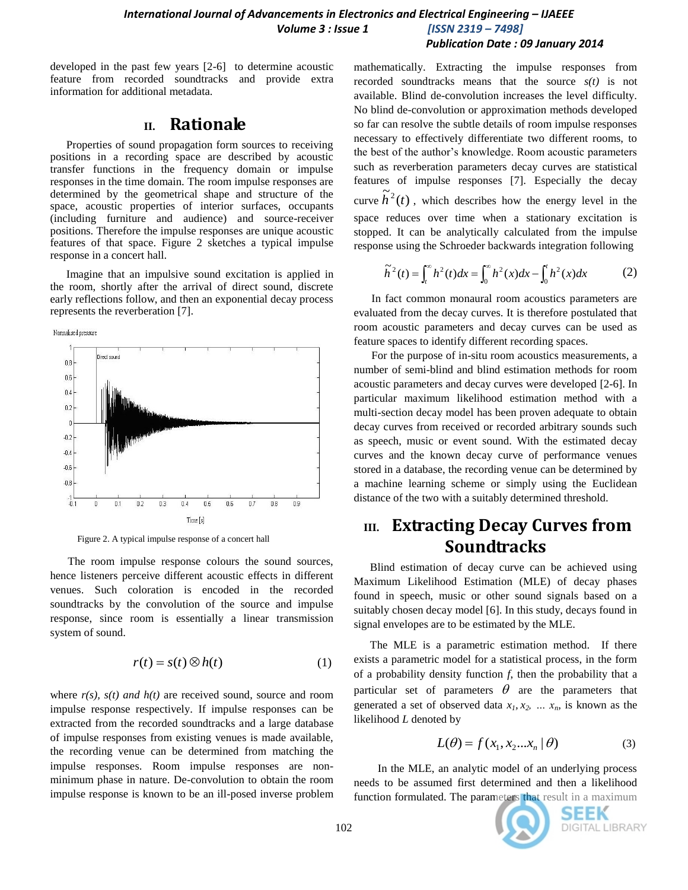developed in the past few years [2-6] to determine acoustic feature from recorded soundtracks and provide extra information for additional metadata.

## II. Rationale

Properties of sound propagation form sources to receiving positions in a recording space are described by acoustic transfer functions in the frequency domain or impulse responses in the time domain. The room impulse responses are determined by the geometrical shape and structure of the space, acoustic properties of interior surfaces, occupants (including furniture and audience) and source-receiver positions. Therefore the impulse responses are unique acoustic features of that space. Figure 2 sketches a typical impulse response in a concert hall.

Imagine that an impulsive sound excitation is applied in the room, shortly after the arrival of direct sound, discrete early reflections follow, and then an exponential decay process represents the reverberation [7].

Figure 2. A typical impulse response of a concert hall

The room impulse response colours the sound sources, hence listeners perceive different acoustic effects in different venues. Such coloration is encoded in the recorded soundtracks by the convolution of the source and impulse response, since room is essentially a linear transmission system of sound.

$$r(t) = s(t) \otimes h(t) \tag{1}$$

where *r(s), s(t) and h(t)* are received sound, source and room impulse response respectively. If impulse responses can be extracted from the recorded soundtracks and a large database of impulse responses from existing venues is made available, the recording venue can be determined from matching the impulse responses. Room impulse responses are non-minimum phase in nature. De-convolution to obtain the room impulse response is known to be an ill-posed inverse problem mathematically. Extracting the impulse responses from recorded soundtracks means that the source $s(t)$ is not available. Blind de-convolution increases the level difficulty. No blind de-convolution or approximation methods developed so far can resolve the subtle details of room impulse responses necessary to effectively differentiate two different rooms, to the best of the author's knowledge. Room acoustic parameters such as reverberation parameters decay curves are statistical features of impulse responses [7]. Especially the decay curve $\tilde{h}^2(t)$, which describes how the energy level in the space reduces over time when a stationary excitation is stopped. It can be analytically calculated from the impulse response using the Schroeder backwards integration following

$$\tilde{h}^2(t) = \int_t^{\infty} h^2(t)dx = \int_0^{\infty} h^2(x)dx - \int_0^{t} h^2(x)dx \tag{2}$$

In fact common monaural room acoustics parameters are evaluated from the decay curves. It is therefore postulated that room acoustic parameters and decay curves can be used as feature spaces to identify different recording spaces.

For the purpose of in-situ room acoustics measurements, a number of semi-blind and blind estimation methods for room acoustic parameters and decay curves were developed [2-6]. In particular maximum likelihood estimation method with a multi-section decay model has been proven adequate to obtain decay curves from received or recorded arbitrary sounds such as speech, music or event sound. With the estimated decay curves and the known decay curve of performance venues stored in a database, the recording venue can be determined by a machine learning scheme or simply using the Euclidean distance of the two with a suitably determined threshold.

## III. Extracting Decay Curves from Soundtracks

Blind estimation of decay curve can be achieved using Maximum Likelihood Estimation (MLE) of decay phases found in speech, music or other sound signals based on a suitably chosen decay model [6]. In this study, decays found in signal envelopes are to be estimated by the MLE.

The MLE is a parametric estimation method. If there exists a parametric model for a statistical process, in the form of a probability density function *f*, then the probability that a particular set of parameters $\theta$ are the parameters that generated a set of observed data $x_1, x_2, \ldots x_n$, is known as the likelihood *L* denoted by

$$L(\theta) = f(x_1, x_2 \ldots x_n \mid \theta) \tag{3}$$

In the MLE, an analytic model of an underlying process needs to be assumed first determined and then a likelihood function formulated. The parameters that result in a maximum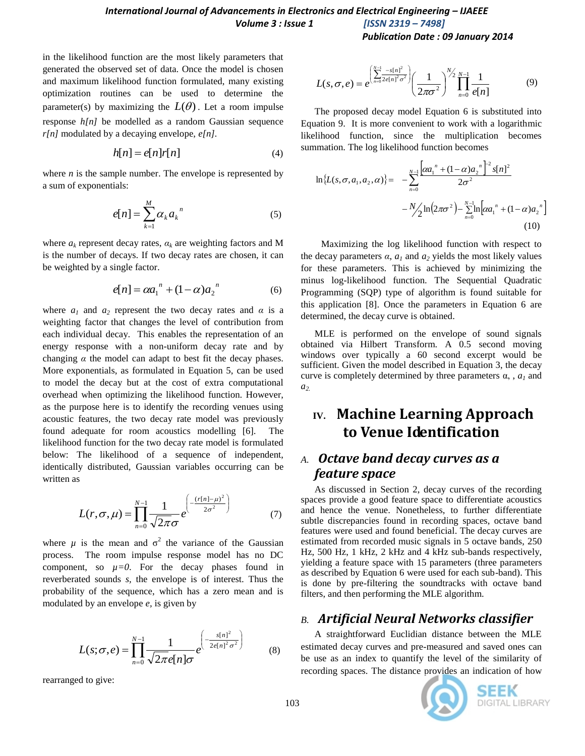in the likelihood function are the most likely parameters that generated the observed set of data. Once the model is chosen and maximum likelihood function formulated, many existing optimization routines can be used to determine the parameter(s) by maximizing the $L(\theta)$. Let a room impulse response *h[n]* be modelled as a random Gaussian sequence *r[n]* modulated by a decaying envelope, *e[n]*.

$$h[n] = e[n]r[n] \tag{4}$$

where *n* is the sample number. The envelope is represented by a sum of exponentials:

$$e[n] = \sum_{k=1}^{M} \alpha_k a_k^{\ n} \tag{5}$$

where $a_k$ represent decay rates, $\alpha_k$ are weighting factors and M is the number of decays. If two decay rates are chosen, it can be weighted by a single factor.

$$e[n] = \alpha a_1^{\ n} + (1-\alpha) a_2^{\ n} \tag{6}$$

where $a_1$ and $a_2$ represent the two decay rates and $\alpha$ is a weighting factor that changes the level of contribution from each individual decay. This enables the representation of an energy response with a non-uniform decay rate and by changing $\alpha$ the model can adapt to best fit the decay phases. More exponentials, as formulated in Equation 5, can be used to model the decay but at the cost of extra computational overhead when optimizing the likelihood function. However, as the purpose here is to identify the recording venues using acoustic features, the two decay rate model was previously found adequate for room acoustics modelling [6]. The likelihood function for the two decay rate model is formulated below: The likelihood of a sequence of independent, identically distributed, Gaussian variables occurring can be written as

$$L(r,\sigma,\mu) = \prod_{n=0}^{N-1} \frac{1}{\sqrt{2\pi}\sigma} e^{\left(-\frac{(r[n]-\mu)^2}{2\sigma^2}\right)} \tag{7}$$

where $\mu$ is the mean and $\sigma^2$ the variance of the Gaussian process. The room impulse response model has no DC component, so $\mu=0$. For the decay phases found in reverberated sounds *s*, the envelope is of interest. Thus the probability of the sequence, which has a zero mean and is modulated by an envelope *e*, is given by

$$L(s;\sigma,e) = \prod_{n=0}^{N-1} \frac{1}{\sqrt{2\pi} e[n]\sigma} e^{\left(-\frac{s[n]^2}{2e[n]^2\sigma^2}\right)} \tag{8}$$

rearranged to give:

$$L(s,\sigma,e) = e^{\left(\sum_{n=0}^{N-1} \frac{-s[n]^2}{2e[n]^2\sigma^2}\right)} \left(\frac{1}{2\pi\sigma^2}\right)^{N/2} \prod_{n=0}^{N-1} \frac{1}{e[n]} \tag{9}$$

The proposed decay model Equation 6 is substituted into Equation 9. It is more convenient to work with a logarithmic likelihood function, since the multiplication becomes summation. The log likelihood function becomes

$$\ln\{L(s,\sigma,a_1,a_2,\alpha)\} = -\sum_{n=0}^{N-1} \frac{\left[\alpha a_1^{\ n} + (1-\alpha)a_2^{\ n}\right]^{-2} s[n]^2}{2\sigma^2} - \frac{N}{2}\ln\left(2\pi\sigma^2\right) - \sum_{n=0}^{N-1} \ln\left[\alpha a_1^{\ n} + (1-\alpha)a_2^{\ n}\right] \tag{10}$$

Maximizing the log likelihood function with respect to the decay parameters $\alpha$, $a_1$ and $a_2$ yields the most likely values for these parameters. This is achieved by minimizing the minus log-likelihood function. The Sequential Quadratic Programming (SQP) type of algorithm is found suitable for this application [8]. Once the parameters in Equation 6 are determined, the decay curve is obtained.

MLE is performed on the envelope of sound signals obtained via Hilbert Transform. A 0.5 second moving windows over typically a 60 second excerpt would be sufficient. Given the model described in Equation 3, the decay curve is completely determined by three parameters α, , $a_1$ and $a_2$.

# IV. Machine Learning Approach to Venue Identification

## A. Octave band decay curves as a feature space

As discussed in Section 2, decay curves of the recording spaces provide a good feature space to differentiate acoustics and hence the venue. Nonetheless, to further differentiate subtle discrepancies found in recording spaces, octave band features were used and found beneficial. The decay curves are estimated from recorded music signals in 5 octave bands, 250 Hz, 500 Hz, 1 kHz, 2 kHz and 4 kHz sub-bands respectively, yielding a feature space with 15 parameters (three parameters as described by Equation 6 were used for each sub-band). This is done by pre-filtering the soundtracks with octave band filters, and then performing the MLE algorithm.

## B. Artificial Neural Networks classifier

A straightforward Euclidian distance between the MLE estimated decay curves and pre-measured and saved ones can be use as an index to quantify the level of the similarity of recording spaces. The distance provides an indication of how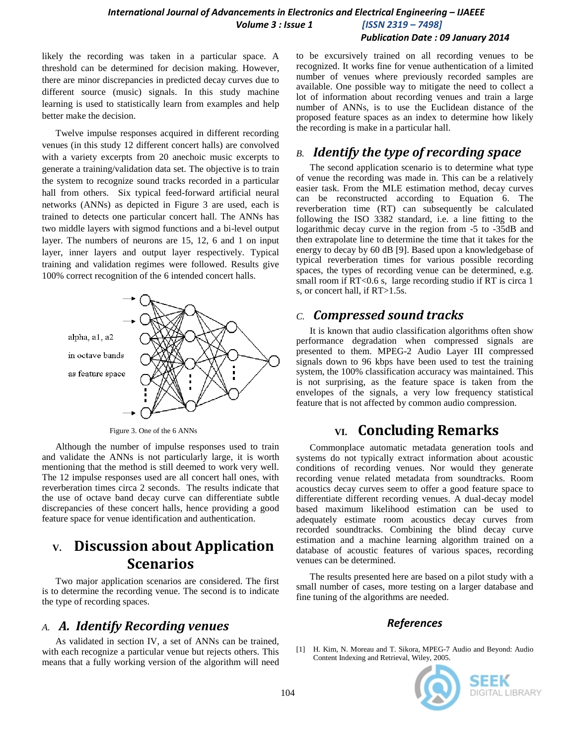likely the recording was taken in a particular space. A threshold can be determined for decision making. However, there are minor discrepancies in predicted decay curves due to different source (music) signals. In this study machine learning is used to statistically learn from examples and help better make the decision.

Twelve impulse responses acquired in different recording venues (in this study 12 different concert halls) are convolved with a variety excerpts from 20 anechoic music excerpts to generate a training/validation data set. The objective is to train the system to recognize sound tracks recorded in a particular hall from others. Six typical feed-forward artificial neural networks (ANNs) as depicted in Figure 3 are used, each is trained to detects one particular concert hall. The ANNs has two middle layers with sigmod functions and a bi-level output layer. The numbers of neurons are 15, 12, 6 and 1 on input layer, inner layers and output layer respectively. Typical training and validation regimes were followed. Results give 100% correct recognition of the 6 intended concert halls.

alpha, a1, a2

in octave bands

as feature space

Figure 3. One of the 6 ANNs

Although the number of impulse responses used to train and validate the ANNs is not particularly large, it is worth mentioning that the method is still deemed to work very well. The 12 impulse responses used are all concert hall ones, with reverberation times circa 2 seconds. The results indicate that the use of octave band decay curve can differentiate subtle discrepancies of these concert halls, hence providing a good feature space for venue identification and authentication.

# V. Discussion about Application Scenarios

Two major application scenarios are considered. The first is to determine the recording venue. The second is to indicate the type of recording spaces.

## A. A. Identify Recording venues

As validated in section IV, a set of ANNs can be trained, with each recognize a particular venue but rejects others. This means that a fully working version of the algorithm will need to be excursively trained on all recording venues to be recognized. It works fine for venue authentication of a limited number of venues where previously recorded samples are available. One possible way to mitigate the need to collect a lot of information about recording venues and train a large number of ANNs, is to use the Euclidean distance of the proposed feature spaces as an index to determine how likely the recording is make in a particular hall.

## B. Identify the type of recording space

The second application scenario is to determine what type of venue the recording was made in. This can be a relatively easier task. From the MLE estimation method, decay curves can be reconstructed according to Equation 6. The reverberation time (RT) can subsequently be calculated following the ISO 3382 standard, i.e. a line fitting to the logarithmic decay curve in the region from -5 to -35dB and then extrapolate line to determine the time that it takes for the energy to decay by 60 dB [9]. Based upon a knowledgebase of typical reverberation times for various possible recording spaces, the types of recording venue can be determined, e.g. small room if RT<0.6 s, large recording studio if RT is circa 1 s, or concert hall, if RT>1.5s.

## C. Compressed sound tracks

It is known that audio classification algorithms often show performance degradation when compressed signals are presented to them. MPEG-2 Audio Layer III compressed signals down to 96 kbps have been used to test the training system, the 100% classification accuracy was maintained. This is not surprising, as the feature space is taken from the envelopes of the signals, a very low frequency statistical feature that is not affected by common audio compression.

# VI. Concluding Remarks

Commonplace automatic metadata generation tools and systems do not typically extract information about acoustic conditions of recording venues. Nor would they generate recording venue related metadata from soundtracks. Room acoustics decay curves seem to offer a good feature space to differentiate different recording venues. A dual-decay model based maximum likelihood estimation can be used to adequately estimate room acoustics decay curves from recorded soundtracks. Combining the blind decay curve estimation and a machine learning algorithm trained on a database of acoustic features of various spaces, recording venues can be determined.

The results presented here are based on a pilot study with a small number of cases, more testing on a larger database and fine tuning of the algorithms are needed.

## References

[1] H. Kim, N. Moreau and T. Sikora, MPEG-7 Audio and Beyond: Audio Content Indexing and Retrieval, Wiley, 2005.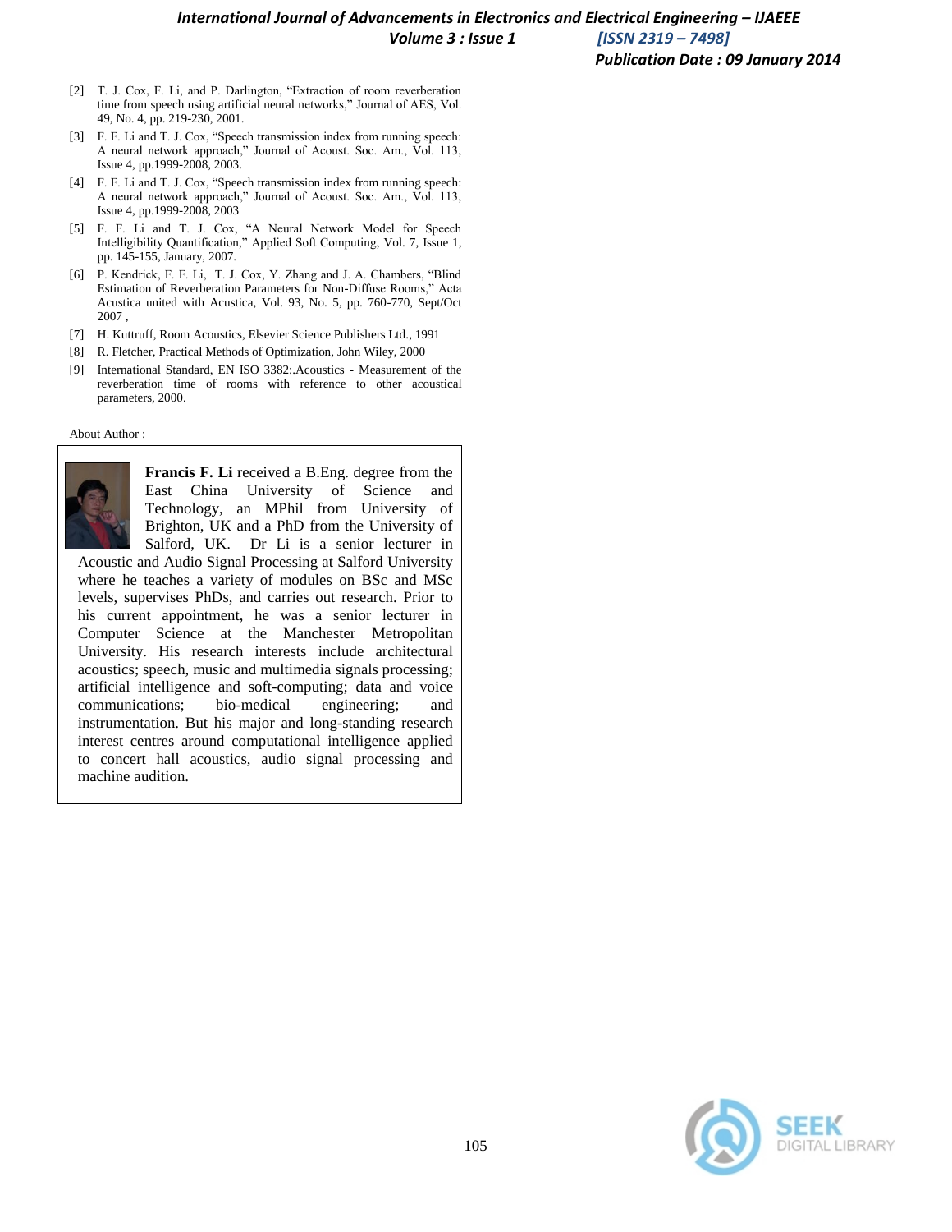[2] T. J. Cox, F. Li, and P. Darlington, "Extraction of room reverberation time from speech using artificial neural networks," Journal of AES, Vol. 49, No. 4, pp. 219-230, 2001.

[3] F. F. Li and T. J. Cox, "Speech transmission index from running speech: A neural network approach," Journal of Acoust. Soc. Am., Vol. 113, Issue 4, pp.1999-2008, 2003.

[4] F. F. Li and T. J. Cox, "Speech transmission index from running speech: A neural network approach," Journal of Acoust. Soc. Am., Vol. 113, Issue 4, pp.1999-2008, 2003

[5] F. F. Li and T. J. Cox, "A Neural Network Model for Speech Intelligibility Quantification," Applied Soft Computing, Vol. 7, Issue 1, pp. 145-155, January, 2007.

[6] P. Kendrick, F. F. Li, T. J. Cox, Y. Zhang and J. A. Chambers, "Blind Estimation of Reverberation Parameters for Non-Diffuse Rooms," Acta Acustica united with Acustica, Vol. 93, No. 5, pp. 760-770, Sept/Oct 2007 ,

[7] H. Kuttruff, Room Acoustics, Elsevier Science Publishers Ltd., 1991

[8] R. Fletcher, Practical Methods of Optimization, John Wiley, 2000

[9] International Standard, EN ISO 3382:.Acoustics - Measurement of the reverberation time of rooms with reference to other acoustical parameters, 2000.

About Author :

**Francis F. Li** received a B.Eng. degree from the East China University of Science and Technology, an MPhil from University of Brighton, UK and a PhD from the University of Salford, UK. Dr Li is a senior lecturer in Acoustic and Audio Signal Processing at Salford University where he teaches a variety of modules on BSc and MSc levels, supervises PhDs, and carries out research. Prior to his current appointment, he was a senior lecturer in Computer Science at the Manchester Metropolitan University. His research interests include architectural acoustics; speech, music and multimedia signals processing; artificial intelligence and soft-computing; data and voice communications; bio-medical engineering; and instrumentation. But his major and long-standing research interest centres around computational intelligence applied to concert hall acoustics, audio signal processing and machine audition.